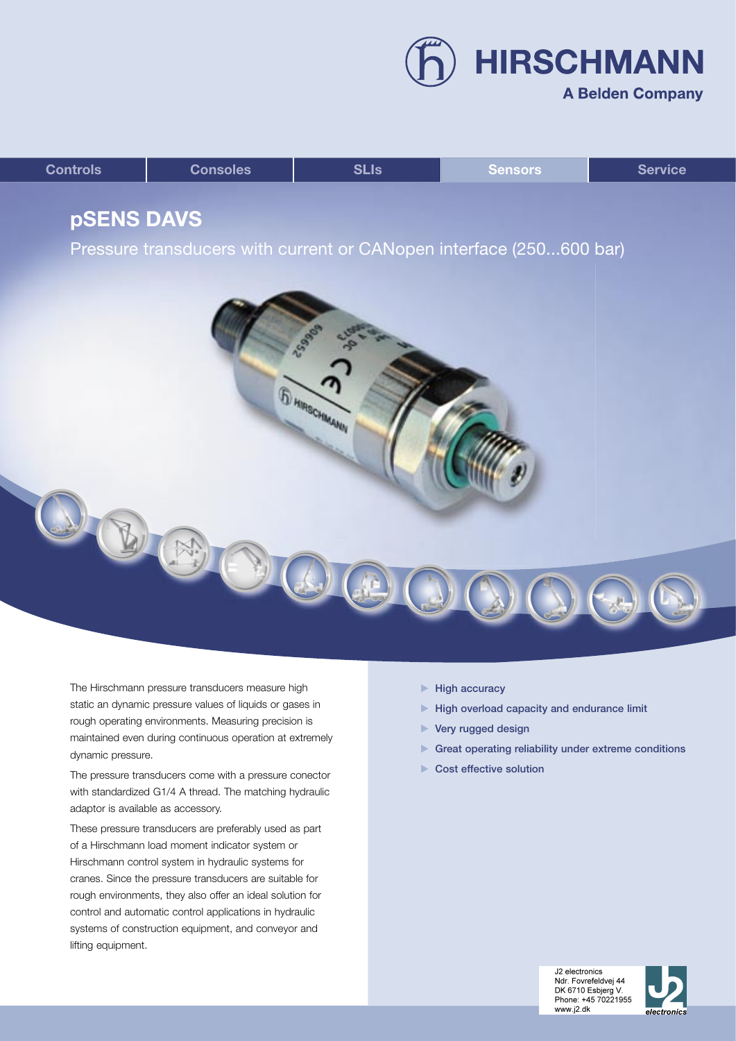HIRSCHMANN

A Belden Company

Controls | Consoles | SLIs | Sensors | Service

# pSENS DAVS

## Pressure transducers with current or CANopen interface (250...600 bar)

The Hirschmann pressure transducers measure high static an dynamic pressure values of liquids or gases in rough operating environments. Measuring precision is maintained even during continuous operation at extremely dynamic pressure.

The pressure transducers come with a pressure conector with standardized G1/4 A thread. The matching hydraulic adaptor is available as accessory.

These pressure transducers are preferably used as part of a Hirschmann load moment indicator system or Hirschmann control system in hydraulic systems for cranes. Since the pressure transducers are suitable for rough environments, they also offer an ideal solution for control and automatic control applications in hydraulic systems of construction equipment, and conveyor and lifting equipment.

- High accuracy
- High overload capacity and endurance limit
- Very rugged design
- Great operating reliability under extreme conditions
- Cost effective solution

J2 electronics
Ndr. Fovrefeldvej 44
DK 6710 Esbjerg V.
Phone: +45 70221955
www.j2.dk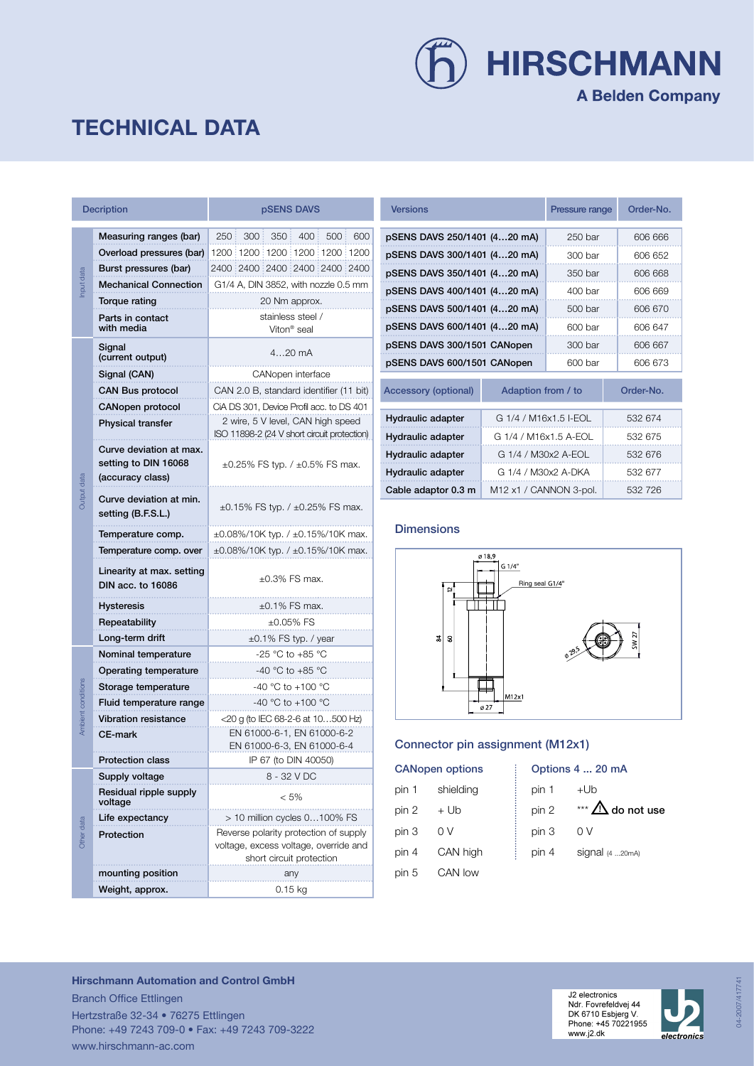# TECHNICAL DATA

| | Decription | pSENS DAVS | | | | | |
|---|---|---|---|---|---|---|---|
| Input data | Measuring ranges (bar) | 250 | 300 | 350 | 400 | 500 | 600 |
| | Overload pressures (bar) | 1200 | 1200 | 1200 | 1200 | 1200 | 1200 |
| | Burst pressures (bar) | 2400 | 2400 | 2400 | 2400 | 2400 | 2400 |
| | Mechanical Connection | G1/4 A, DIN 3852, with nozzle 0.5 mm | | | | | |
| | Torque rating | 20 Nm approx. | | | | | |
| | Parts in contact with media | stainless steel / Viton® seal | | | | | |
| Output data | Signal (current output) | 4…20 mA | | | | | |
| | Signal (CAN) | CANopen interface | | | | | |
| | CAN Bus protocol | CAN 2.0 B, standard identifier (11 bit) | | | | | |
| | CANopen protocol | CiA DS 301, Device Profil acc. to DS 401 | | | | | |
| | Physical transfer | 2 wire, 5 V level, CAN high speed ISO 11898-2 (24 V short circuit protection) | | | | | |
| | Curve deviation at max. setting to DIN 16068 (accuracy class) | ±0.25% FS typ. / ±0.5% FS max. | | | | | |
| | Curve deviation at min. setting (B.F.S.L.) | ±0.15% FS typ. / ±0.25% FS max. | | | | | |
| | Temperature comp. | ±0.08%/10K typ. / ±0.15%/10K max. | | | | | |
| | Temperature comp. over | ±0.08%/10K typ. / ±0.15%/10K max. | | | | | |
| | Linearity at max. setting DIN acc. to 16086 | ±0.3% FS max. | | | | | |
| | Hysteresis | ±0.1% FS max. | | | | | |
| | Repeatability | ±0.05% FS | | | | | |
| | Long-term drift | ±0.1% FS typ. / year | | | | | |
| Ambient conditions | Nominal temperature | -25 °C to +85 °C | | | | | |
| | Operating temperature | -40 °C to +85 °C | | | | | |
| | Storage temperature | -40 °C to +100 °C | | | | | |
| | Fluid temperature range | -40 °C to +100 °C | | | | | |
| | Vibration resistance | <20 g (to IEC 68-2-6 at 10…500 Hz) | | | | | |
| | CE-mark | EN 61000-6-1, EN 61000-6-2 EN 61000-6-3, EN 61000-6-4 | | | | | |
| | Protection class | IP 67 (to DIN 40050) | | | | | |
| Other data | Supply voltage | 8 - 32 V DC | | | | | |
| | Residual ripple supply voltage | < 5% | | | | | |
| | Life expectancy | > 10 million cycles 0…100% FS | | | | | |
| | Protection | Reverse polarity protection of supply voltage, excess voltage, override and short circuit protection | | | | | |
| | mounting position | any | | | | | |
| | Weight, approx. | 0.15 kg | | | | | |

| Versions | Pressure range | Order-No. |
|---|---|---|
| pSENS DAVS 250/1401 (4…20 mA) | 250 bar | 606 666 |
| pSENS DAVS 300/1401 (4…20 mA) | 300 bar | 606 652 |
| pSENS DAVS 350/1401 (4…20 mA) | 350 bar | 606 668 |
| pSENS DAVS 400/1401 (4…20 mA) | 400 bar | 606 669 |
| pSENS DAVS 500/1401 (4…20 mA) | 500 bar | 606 670 |
| pSENS DAVS 600/1401 (4…20 mA) | 600 bar | 606 647 |
| pSENS DAVS 300/1501 CANopen | 300 bar | 606 667 |
| pSENS DAVS 600/1501 CANopen | 600 bar | 606 673 |

| Accessory (optional) | Adaption from / to | Order-No. |
|---|---|---|
| Hydraulic adapter | G 1/4 / M16x1.5 I-EOL | 532 674 |
| Hydraulic adapter | G 1/4 / M16x1.5 A-EOL | 532 675 |
| Hydraulic adapter | G 1/4 / M30x2 A-EOL | 532 676 |
| Hydraulic adapter | G 1/4 / M30x2 A-DKA | 532 677 |
| Cable adaptor 0.3 m | M12 x1 / CANNON 3-pol. | 532 726 |

## Dimensions

ø 18,9
G 1/4"
Ring seal G1/4"
12
84
60
M12x1
ø 27
ø 29,5
SW 27

## Connector pin assignment (M12x1)

**CANopen options**

| | |
|---|---|
| pin 1 | shielding |
| pin 2 | + Ub |
| pin 3 | 0 V |
| pin 4 | CAN high |
| pin 5 | CAN low |

**Options 4 ... 20 mA**

| | |
|---|---|
| pin 1 | +Ub |
| pin 2 | *** ⚠ **do not use** |
| pin 3 | 0 V |
| pin 4 | signal (4 ...20mA) |

**Hirschmann Automation and Control GmbH**
Branch Office Ettlingen
Hertzstraße 32-34 • 76275 Ettlingen
Phone: +49 7243 709-0 • Fax: +49 7243 709-3222
www.hirschmann-ac.com

J2 electronics
Ndr. Forefeldvej 44
DK 6710 Esbjerg V.
Phone: +45 70221955
www.j2.dk

04-2007/417741